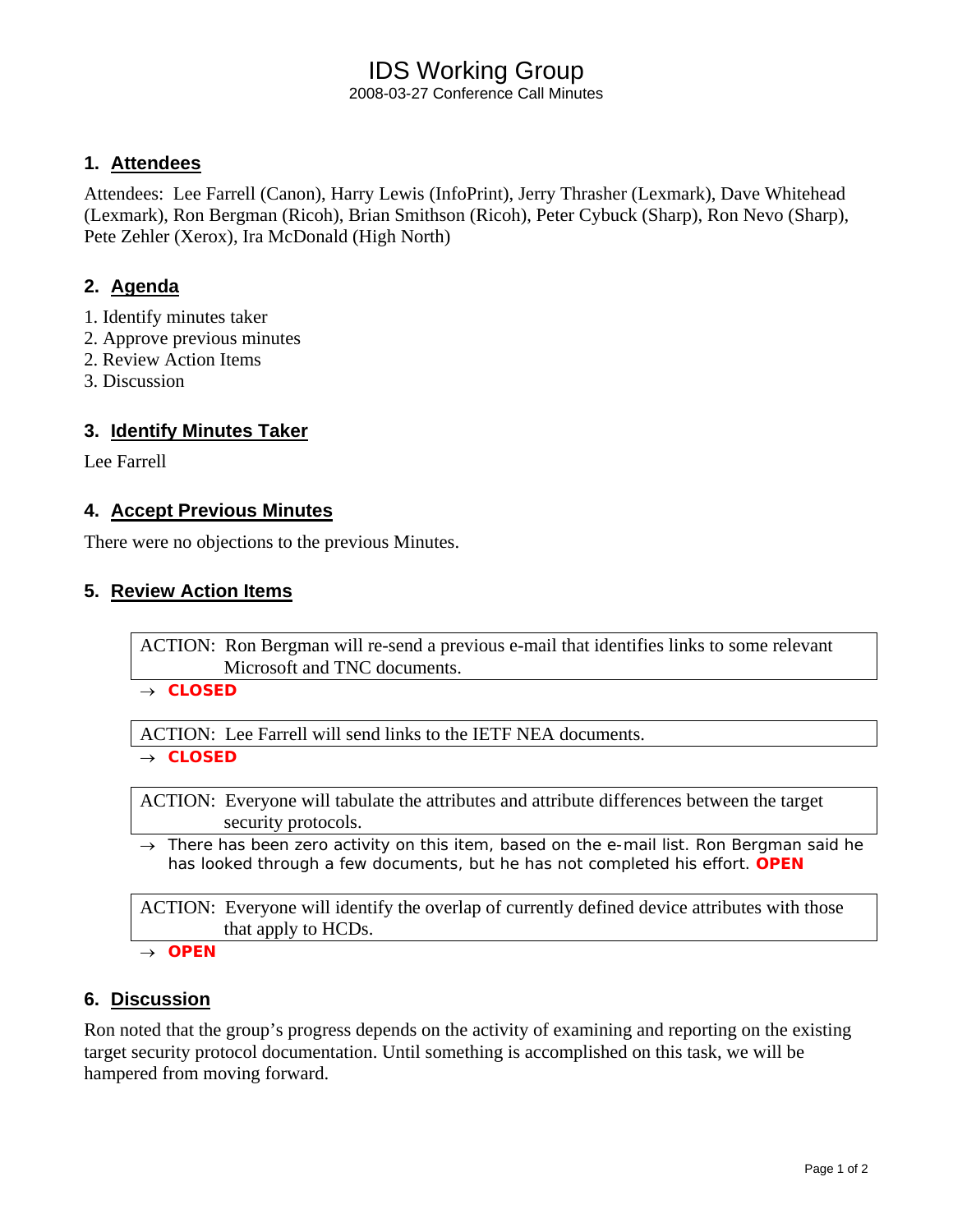# IDS Working Group

2008-03-27 Conference Call Minutes

## 1. Attendees

Attendees: Lee Farrell (Canon), Harry Lewis (InfoPrint), Jerry Thrasher (Lexmark), Dave Whitehead (Lexmark), Ron Bergman (Ricoh), Brian Smithson (Ricoh), Peter Cybuck (Sharp), Ron Nevo (Sharp), Pete Zehler (Xerox), Ira McDonald (High North)

## 2. Agenda

1. Identify minutes taker
2. Approve previous minutes
2. Review Action Items
3. Discussion

## 3. Identify Minutes Taker

Lee Farrell

## 4. Accept Previous Minutes

There were no objections to the previous Minutes.

## 5. Review Action Items

> ACTION: Ron Bergman will re-send a previous e-mail that identifies links to some relevant Microsoft and TNC documents.

→ **CLOSED**

> ACTION: Lee Farrell will send links to the IETF NEA documents.

→ **CLOSED**

> ACTION: Everyone will tabulate the attributes and attribute differences between the target security protocols.

→ There has been zero activity on this item, based on the e-mail list. Ron Bergman said he has looked through a few documents, but he has not completed his effort. **OPEN**

> ACTION: Everyone will identify the overlap of currently defined device attributes with those that apply to HCDs.

→ **OPEN**

## 6. Discussion

Ron noted that the group's progress depends on the activity of examining and reporting on the existing target security protocol documentation. Until something is accomplished on this task, we will be hampered from moving forward.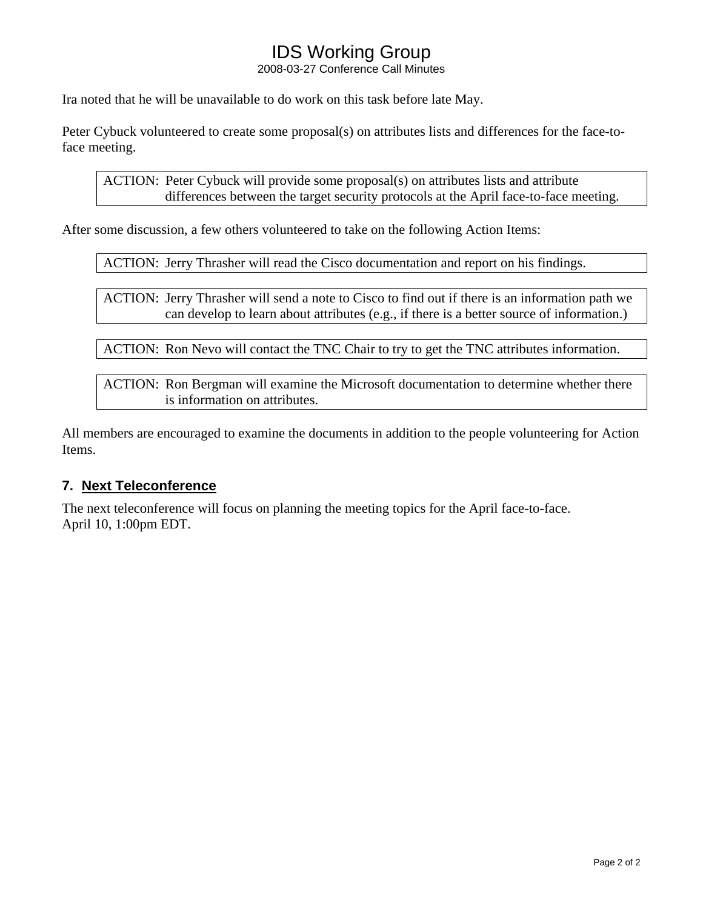Ira noted that he will be unavailable to do work on this task before late May.

Peter Cybuck volunteered to create some proposal(s) on attributes lists and differences for the face-to-face meeting.

> ACTION: Peter Cybuck will provide some proposal(s) on attributes lists and attribute differences between the target security protocols at the April face-to-face meeting.

After some discussion, a few others volunteered to take on the following Action Items:

> ACTION: Jerry Thrasher will read the Cisco documentation and report on his findings.

> ACTION: Jerry Thrasher will send a note to Cisco to find out if there is an information path we can develop to learn about attributes (e.g., if there is a better source of information.)

> ACTION: Ron Nevo will contact the TNC Chair to try to get the TNC attributes information.

> ACTION: Ron Bergman will examine the Microsoft documentation to determine whether there is information on attributes.

All members are encouraged to examine the documents in addition to the people volunteering for Action Items.

## 7. Next Teleconference

The next teleconference will focus on planning the meeting topics for the April face-to-face.
April 10, 1:00pm EDT.